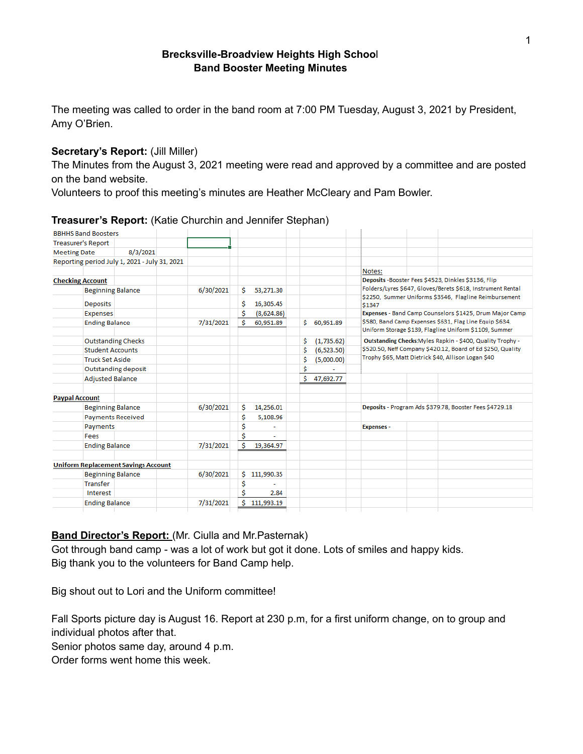# Brecksville-Broadview Heights High School
## Band Booster Meeting Minutes

The meeting was called to order in the band room at 7:00 PM Tuesday, August 3, 2021 by President, Amy O'Brien.

**Secretary's Report:** (Jill Miller)
The Minutes from the August 3, 2021 meeting were read and approved by a committee and are posted on the band website.
Volunteers to proof this meeting's minutes are Heather McCleary and Pam Bowler.

**Treasurer's Report:** (Katie Churchin and Jennifer Stephan)

BBHHS Band Boosters
Treasurer's Report
Meeting Date 8/3/2021
Reporting period July 1, 2021 - July 31, 2021

| Checking Account | Date | Amount | Adjusted |
|---|---|---|---|
| Beginning Balance | 6/30/2021 | $ 53,271.30 | |
| Deposits | | $ 16,305.45 | |
| Expenses | | $ (8,624.86) | |
| Ending Balance | 7/31/2021 | $ 60,951.89 | $ 60,951.89 |
| Outstanding Checks | | | $ (1,735.62) |
| Student Accounts | | | $ (6,523.50) |
| Truck Set Aside | | | $ (5,000.00) |
| Outstanding deposit | | | $ - |
| Adjusted Balance | | | $ 47,692.77 |

Notes:
**Deposits** -Booster Fees $4523, Dinkles $3136, Flip Folders/Lyres $647, Gloves/Berets $618, Instrument Rental $2250, Summer Uniforms $3546, Flagline Reimbursement $1347
**Expenses** - Band Camp Counselors $1425, Drum Major Camp $580, Band Camp Expenses $631, Flag Line Equip $634, Uniform Storage $139, Flagline Uniform $1109, Summer
**Outstanding Checks**:Myles Rapkin - $400, Quality Trophy - $520.50, Neff Company $420.12, Board of Ed $250, Quality Trophy $65, Matt Dietrick $40, Allison Logan $40

| Paypal Account | Date | Amount |
|---|---|---|
| Beginning Balance | 6/30/2021 | $ 14,256.01 |
| Payments Received | | $ 5,108.96 |
| Payments | | $ - |
| Fees | | $ - |
| Ending Balance | 7/31/2021 | $ 19,364.97 |

**Deposits** - Program Ads $379.78, Booster Fees $4729.18
**Expenses** -

| Uniform Replacement Savings Account | Date | Amount |
|---|---|---|
| Beginning Balance | 6/30/2021 | $ 111,990.35 |
| Transfer | | $ - |
| Interest | | $ 2.84 |
| Ending Balance | 7/31/2021 | $ 111,993.19 |

**Band Director's Report:** (Mr. Ciulla and Mr.Pasternak)
Got through band camp - was a lot of work but got it done. Lots of smiles and happy kids.
Big thank you to the volunteers for Band Camp help.

Big shout out to Lori and the Uniform committee!

Fall Sports picture day is August 16. Report at 230 p.m, for a first uniform change, on to group and individual photos after that.
Senior photos same day, around 4 p.m.
Order forms went home this week.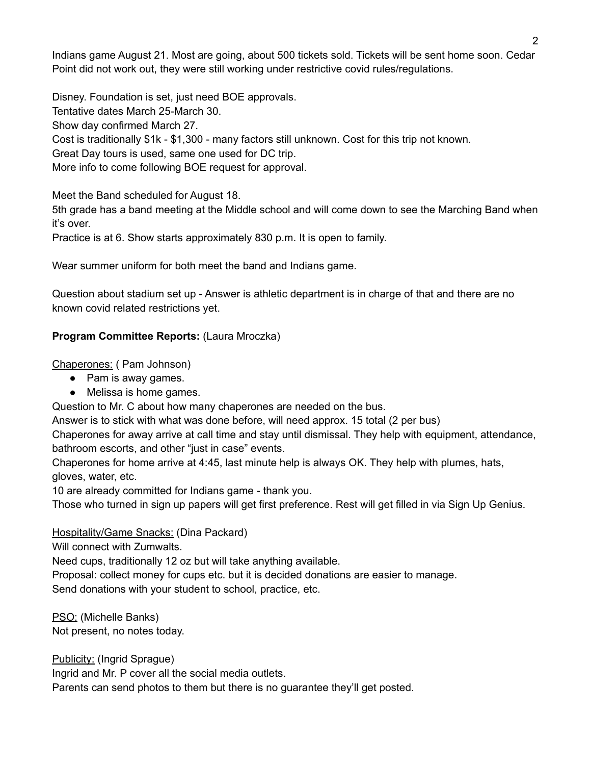Indians game August 21. Most are going, about 500 tickets sold. Tickets will be sent home soon. Cedar Point did not work out, they were still working under restrictive covid rules/regulations.

Disney. Foundation is set, just need BOE approvals.
Tentative dates March 25-March 30.
Show day confirmed March 27.
Cost is traditionally $1k - $1,300 - many factors still unknown. Cost for this trip not known.
Great Day tours is used, same one used for DC trip.
More info to come following BOE request for approval.

Meet the Band scheduled for August 18.
5th grade has a band meeting at the Middle school and will come down to see the Marching Band when it's over.
Practice is at 6. Show starts approximately 830 p.m. It is open to family.

Wear summer uniform for both meet the band and Indians game.

Question about stadium set up - Answer is athletic department is in charge of that and there are no known covid related restrictions yet.

**Program Committee Reports:** (Laura Mroczka)

<u>Chaperones:</u> ( Pam Johnson)

- Pam is away games.
- Melissa is home games.

Question to Mr. C about how many chaperones are needed on the bus.
Answer is to stick with what was done before, will need approx. 15 total (2 per bus)
Chaperones for away arrive at call time and stay until dismissal. They help with equipment, attendance, bathroom escorts, and other "just in case" events.
Chaperones for home arrive at 4:45, last minute help is always OK. They help with plumes, hats, gloves, water, etc.
10 are already committed for Indians game - thank you.
Those who turned in sign up papers will get first preference. Rest will get filled in via Sign Up Genius.

<u>Hospitality/Game Snacks:</u> (Dina Packard)
Will connect with Zumwalts.
Need cups, traditionally 12 oz but will take anything available.
Proposal: collect money for cups etc. but it is decided donations are easier to manage.
Send donations with your student to school, practice, etc.

<u>PSO:</u> (Michelle Banks)
Not present, no notes today.

<u>Publicity:</u> (Ingrid Sprague)
Ingrid and Mr. P cover all the social media outlets.
Parents can send photos to them but there is no guarantee they'll get posted.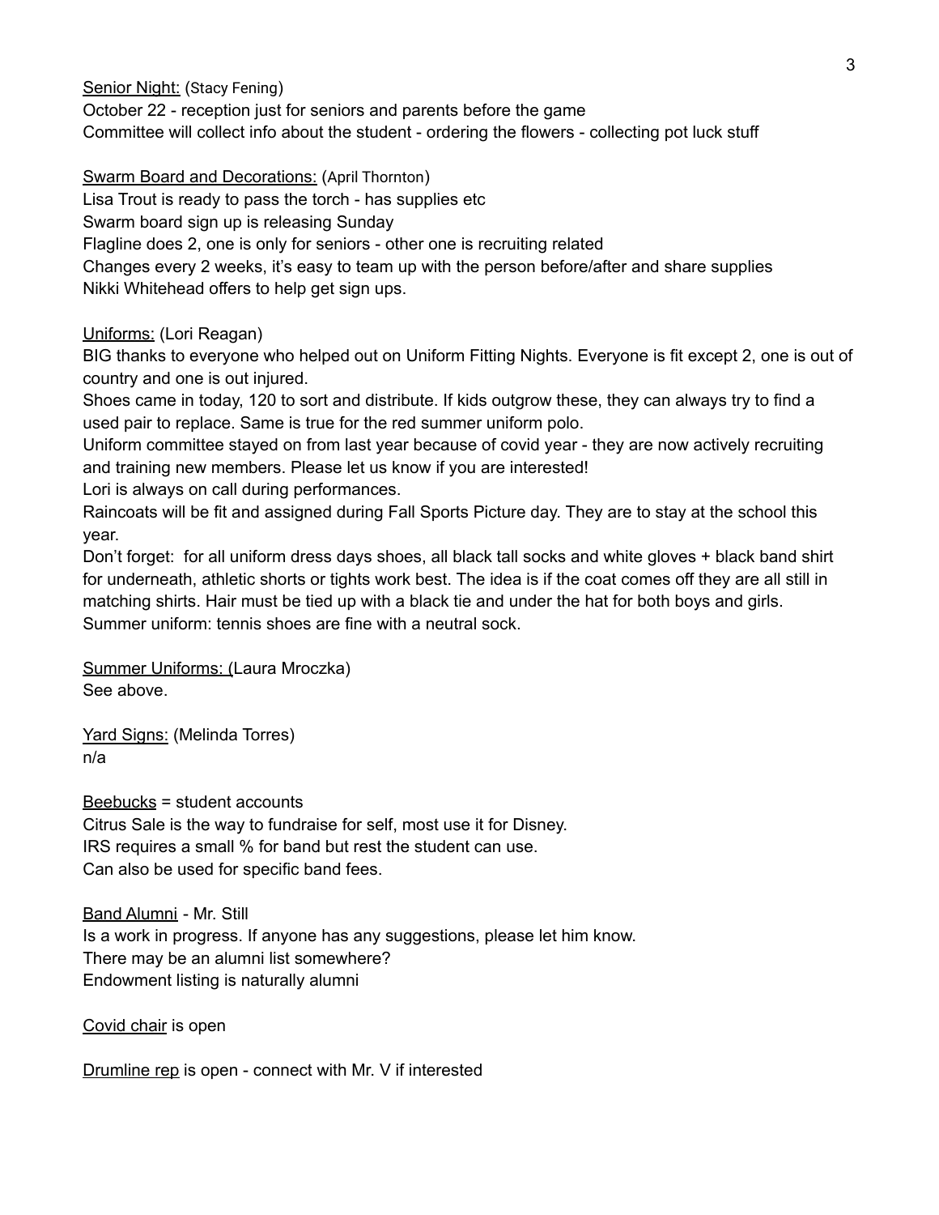<u>Senior Night:</u> (Stacy Fening)
October 22 - reception just for seniors and parents before the game
Committee will collect info about the student - ordering the flowers - collecting pot luck stuff

<u>Swarm Board and Decorations:</u> (April Thornton)
Lisa Trout is ready to pass the torch - has supplies etc
Swarm board sign up is releasing Sunday
Flagline does 2, one is only for seniors - other one is recruiting related
Changes every 2 weeks, it's easy to team up with the person before/after and share supplies
Nikki Whitehead offers to help get sign ups.

<u>Uniforms:</u> (Lori Reagan)
BIG thanks to everyone who helped out on Uniform Fitting Nights. Everyone is fit except 2, one is out of country and one is out injured.
Shoes came in today, 120 to sort and distribute. If kids outgrow these, they can always try to find a used pair to replace. Same is true for the red summer uniform polo.
Uniform committee stayed on from last year because of covid year - they are now actively recruiting and training new members. Please let us know if you are interested!
Lori is always on call during performances.
Raincoats will be fit and assigned during Fall Sports Picture day. They are to stay at the school this year.
Don't forget: for all uniform dress days shoes, all black tall socks and white gloves + black band shirt for underneath, athletic shorts or tights work best. The idea is if the coat comes off they are all still in matching shirts. Hair must be tied up with a black tie and under the hat for both boys and girls.
Summer uniform: tennis shoes are fine with a neutral sock.

<u>Summer Uniforms: (</u>Laura Mroczka)
See above.

<u>Yard Signs:</u> (Melinda Torres)
n/a

<u>Beebucks</u> = student accounts
Citrus Sale is the way to fundraise for self, most use it for Disney.
IRS requires a small % for band but rest the student can use.
Can also be used for specific band fees.

<u>Band Alumni</u> - Mr. Still
Is a work in progress. If anyone has any suggestions, please let him know.
There may be an alumni list somewhere?
Endowment listing is naturally alumni

<u>Covid chair</u> is open

<u>Drumline rep</u> is open - connect with Mr. V if interested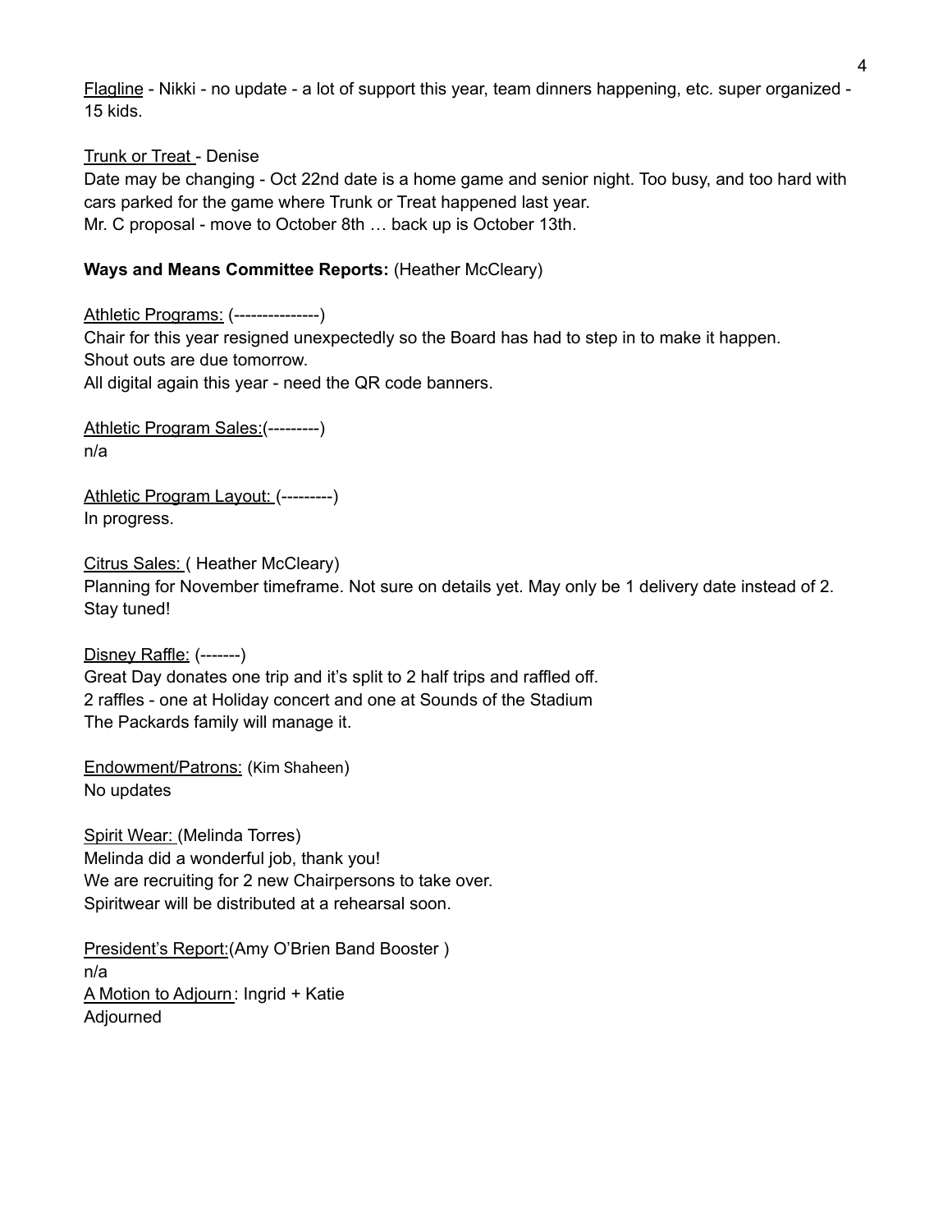<u>Flagline</u> - Nikki - no update - a lot of support this year, team dinners happening, etc. super organized - 15 kids.

<u>Trunk or Treat</u> - Denise
Date may be changing - Oct 22nd date is a home game and senior night. Too busy, and too hard with cars parked for the game where Trunk or Treat happened last year.
Mr. C proposal - move to October 8th … back up is October 13th.

**Ways and Means Committee Reports:** (Heather McCleary)

<u>Athletic Programs:</u> (---------------)
Chair for this year resigned unexpectedly so the Board has had to step in to make it happen.
Shout outs are due tomorrow.
All digital again this year - need the QR code banners.

<u>Athletic Program Sales:</u>(---------)
n/a

<u>Athletic Program Layout:</u> (---------)
In progress.

<u>Citrus Sales:</u> ( Heather McCleary)
Planning for November timeframe. Not sure on details yet. May only be 1 delivery date instead of 2. Stay tuned!

<u>Disney Raffle:</u> (-------)
Great Day donates one trip and it's split to 2 half trips and raffled off.
2 raffles - one at Holiday concert and one at Sounds of the Stadium
The Packards family will manage it.

<u>Endowment/Patrons:</u> (Kim Shaheen)
No updates

<u>Spirit Wear:</u> (Melinda Torres)
Melinda did a wonderful job, thank you!
We are recruiting for 2 new Chairpersons to take over.
Spiritwear will be distributed at a rehearsal soon.

<u>President's Report:</u>(Amy O'Brien Band Booster )
n/a
<u>A Motion to Adjourn</u>: Ingrid + Katie
Adjourned